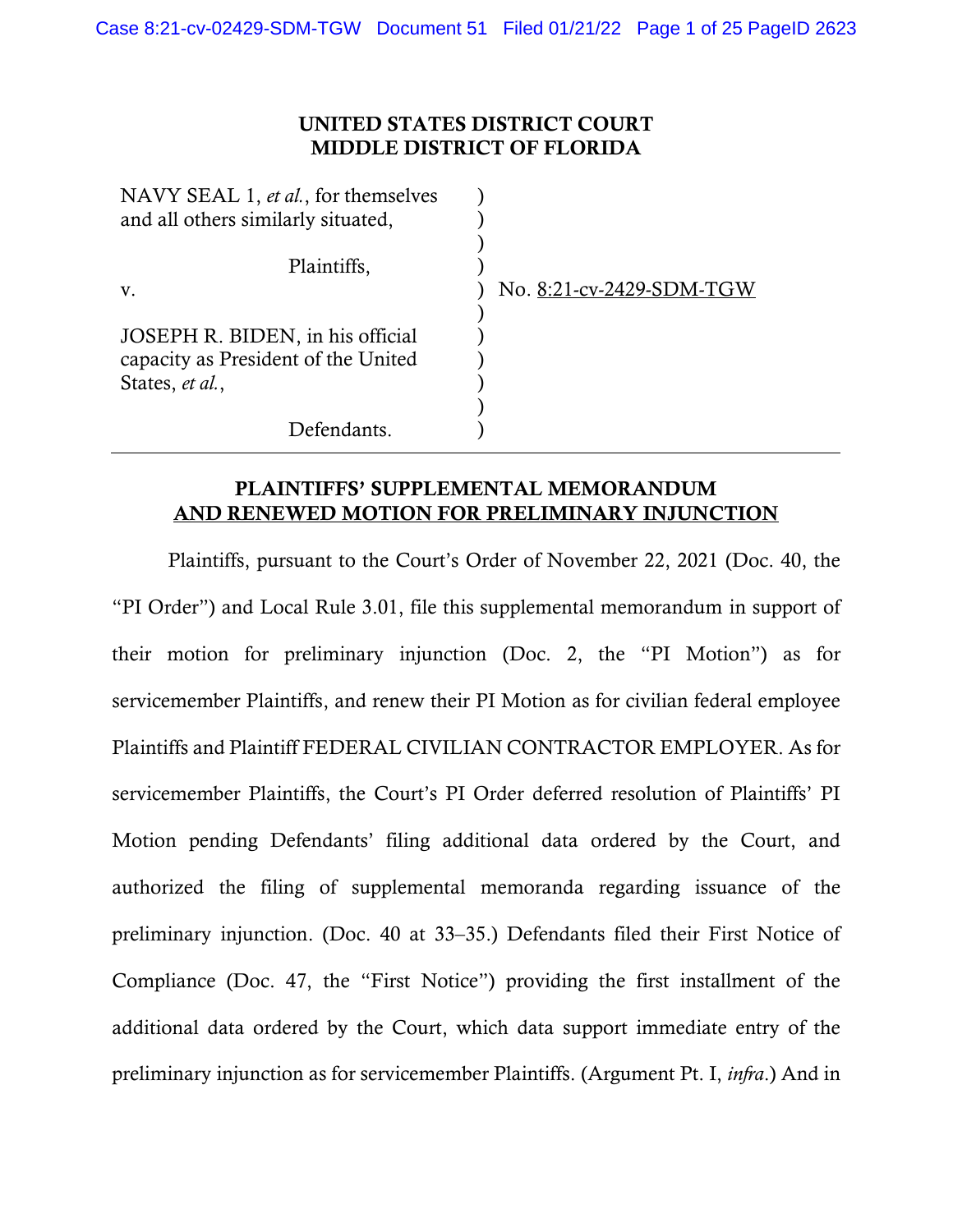**UNITED STATES DISTRICT COURT**
**MIDDLE DISTRICT OF FLORIDA**

NAVY SEAL 1, *et al.*, for themselves and all others similarly situated,

Plaintiffs,

v.

JOSEPH R. BIDEN, in his official capacity as President of the United States, *et al.*,

Defendants.

No. 8:21-cv-2429-SDM-TGW

---

**PLAINTIFFS' SUPPLEMENTAL MEMORANDUM AND RENEWED MOTION FOR PRELIMINARY INJUNCTION**

Plaintiffs, pursuant to the Court's Order of November 22, 2021 (Doc. 40, the "PI Order") and Local Rule 3.01, file this supplemental memorandum in support of their motion for preliminary injunction (Doc. 2, the "PI Motion") as for servicemember Plaintiffs, and renew their PI Motion as for civilian federal employee Plaintiffs and Plaintiff FEDERAL CIVILIAN CONTRACTOR EMPLOYER. As for servicemember Plaintiffs, the Court's PI Order deferred resolution of Plaintiffs' PI Motion pending Defendants' filing additional data ordered by the Court, and authorized the filing of supplemental memoranda regarding issuance of the preliminary injunction. (Doc. 40 at 33–35.) Defendants filed their First Notice of Compliance (Doc. 47, the "First Notice") providing the first installment of the additional data ordered by the Court, which data support immediate entry of the preliminary injunction as for servicemember Plaintiffs. (Argument Pt. I, *infra*.) And in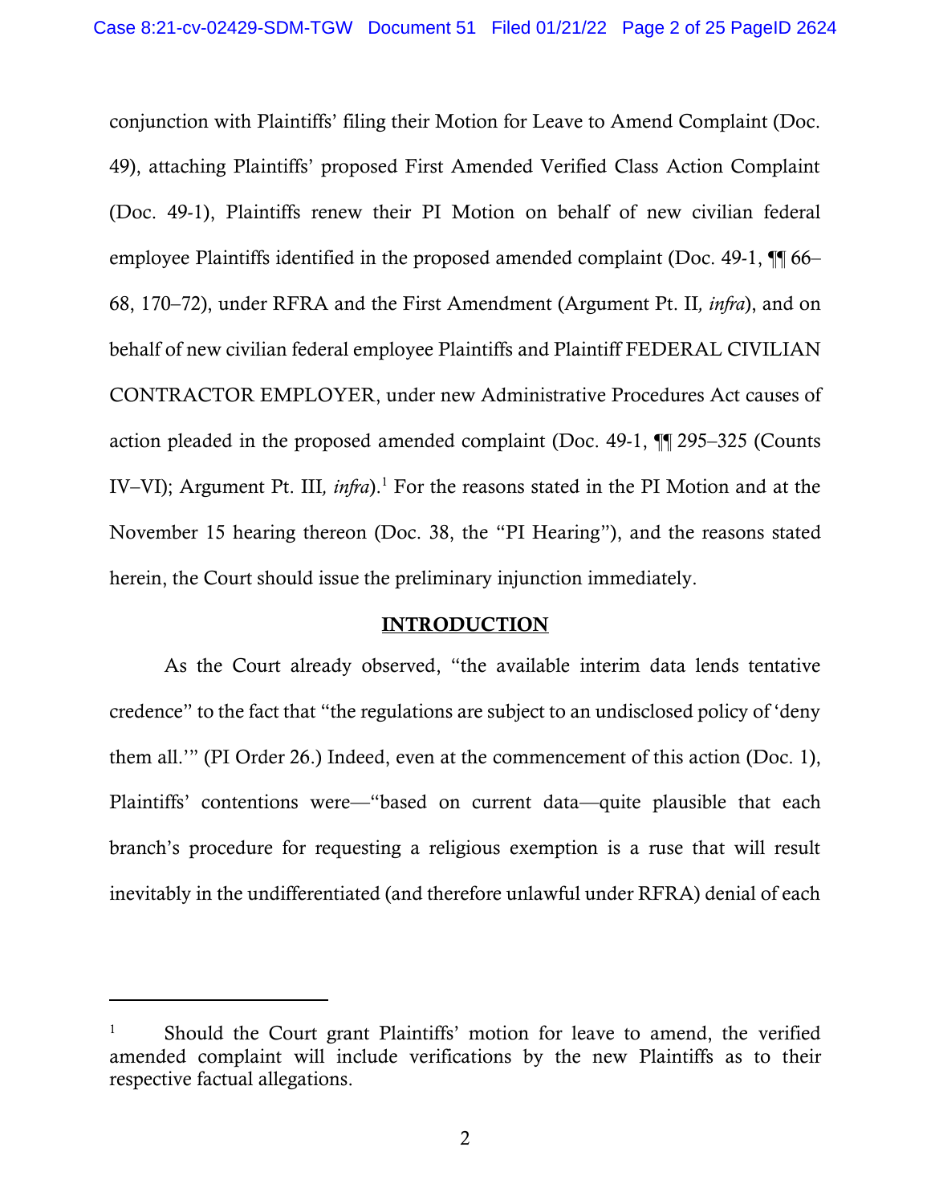conjunction with Plaintiffs' filing their Motion for Leave to Amend Complaint (Doc. 49), attaching Plaintiffs' proposed First Amended Verified Class Action Complaint (Doc. 49-1), Plaintiffs renew their PI Motion on behalf of new civilian federal employee Plaintiffs identified in the proposed amended complaint (Doc. 49-1, ¶¶ 66–68, 170–72), under RFRA and the First Amendment (Argument Pt. II*, infra*), and on behalf of new civilian federal employee Plaintiffs and Plaintiff FEDERAL CIVILIAN CONTRACTOR EMPLOYER, under new Administrative Procedures Act causes of action pleaded in the proposed amended complaint (Doc. 49-1, ¶¶ 295–325 (Counts IV–VI); Argument Pt. III*, infra*).[1] For the reasons stated in the PI Motion and at the November 15 hearing thereon (Doc. 38, the "PI Hearing"), and the reasons stated herein, the Court should issue the preliminary injunction immediately.

## INTRODUCTION

As the Court already observed, "the available interim data lends tentative credence" to the fact that "the regulations are subject to an undisclosed policy of 'deny them all.'" (PI Order 26.) Indeed, even at the commencement of this action (Doc. 1), Plaintiffs' contentions were—"based on current data—quite plausible that each branch's procedure for requesting a religious exemption is a ruse that will result inevitably in the undifferentiated (and therefore unlawful under RFRA) denial of each

---

[1] Should the Court grant Plaintiffs' motion for leave to amend, the verified amended complaint will include verifications by the new Plaintiffs as to their respective factual allegations.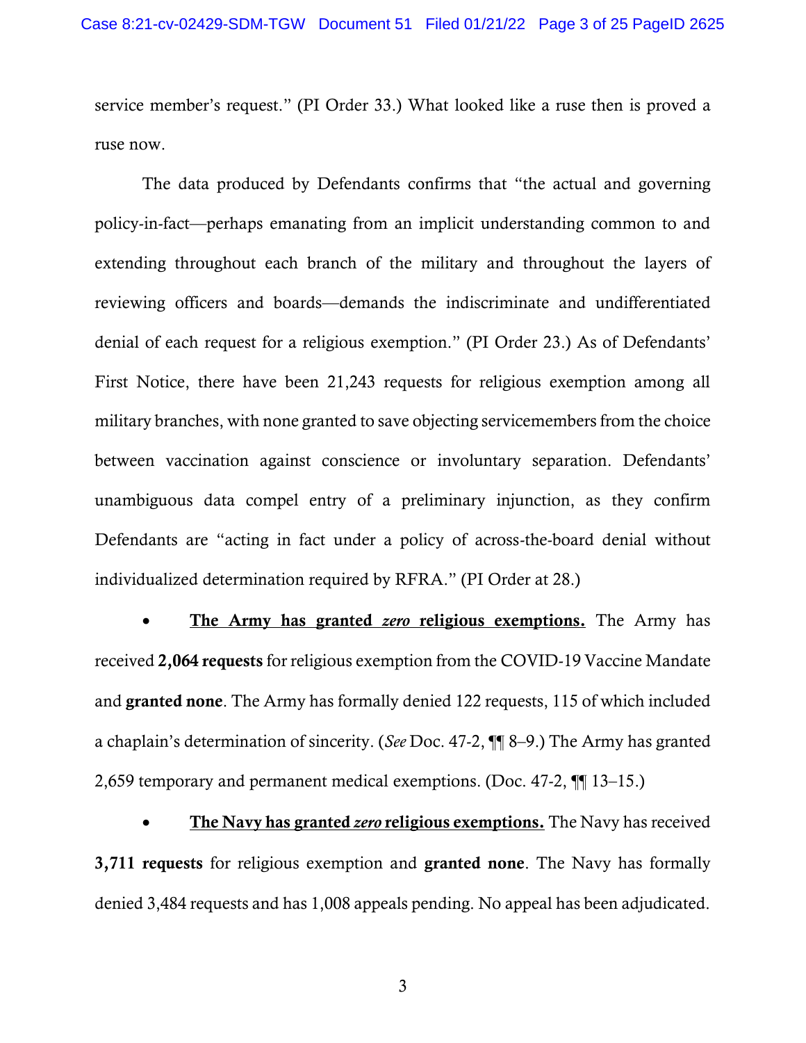service member's request." (PI Order 33.) What looked like a ruse then is proved a ruse now.

The data produced by Defendants confirms that "the actual and governing policy-in-fact—perhaps emanating from an implicit understanding common to and extending throughout each branch of the military and throughout the layers of reviewing officers and boards—demands the indiscriminate and undifferentiated denial of each request for a religious exemption." (PI Order 23.) As of Defendants' First Notice, there have been 21,243 requests for religious exemption among all military branches, with none granted to save objecting servicemembers from the choice between vaccination against conscience or involuntary separation. Defendants' unambiguous data compel entry of a preliminary injunction, as they confirm Defendants are "acting in fact under a policy of across-the-board denial without individualized determination required by RFRA." (PI Order at 28.)

- **The Army has granted *zero* religious exemptions.** The Army has received **2,064 requests** for religious exemption from the COVID-19 Vaccine Mandate and **granted none**. The Army has formally denied 122 requests, 115 of which included a chaplain's determination of sincerity. (*See* Doc. 47-2, ¶¶ 8–9.) The Army has granted 2,659 temporary and permanent medical exemptions. (Doc. 47-2, ¶¶ 13–15.)

- **The Navy has granted *zero* religious exemptions.** The Navy has received **3,711 requests** for religious exemption and **granted none**. The Navy has formally denied 3,484 requests and has 1,008 appeals pending. No appeal has been adjudicated.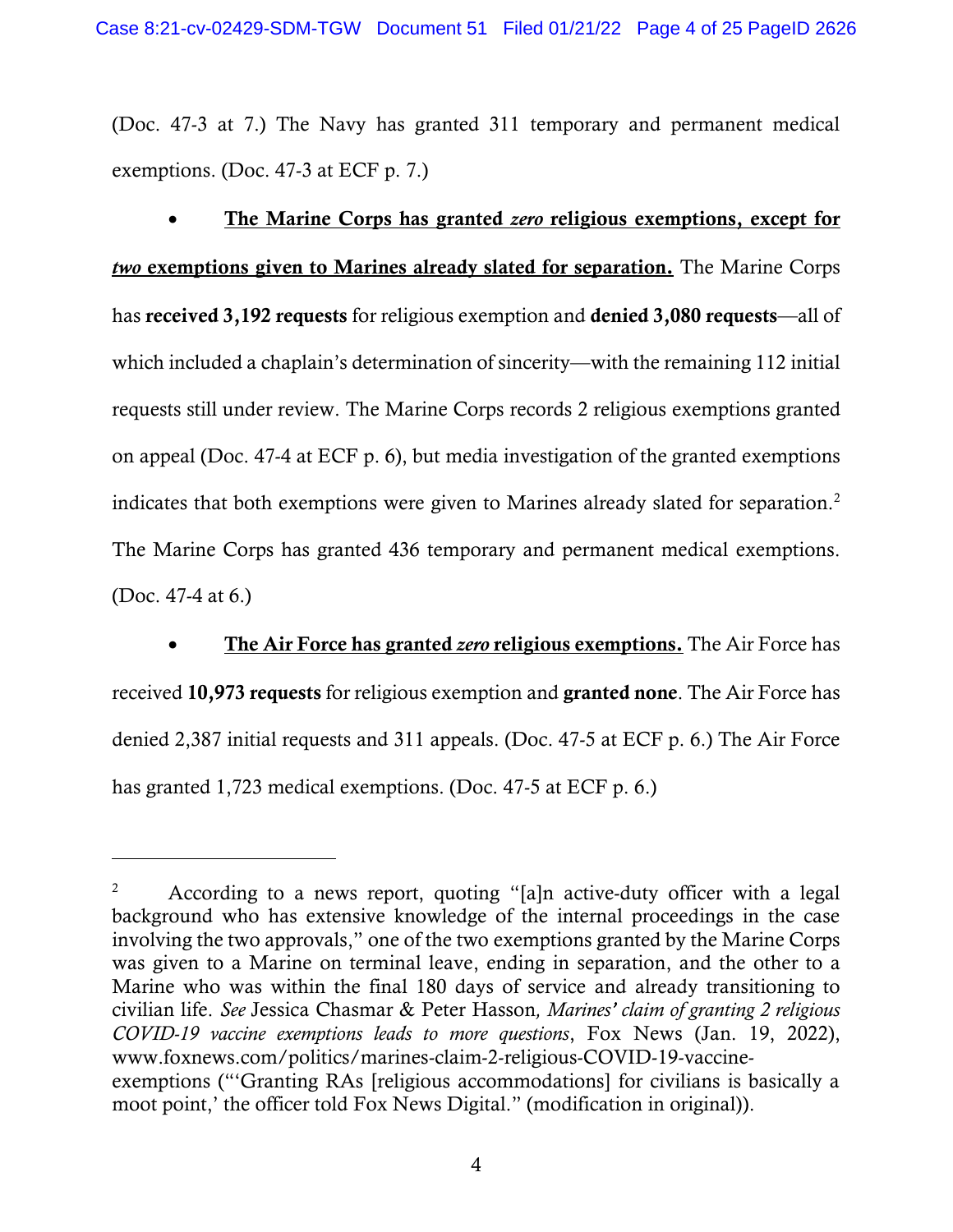(Doc. 47-3 at 7.) The Navy has granted 311 temporary and permanent medical exemptions. (Doc. 47-3 at ECF p. 7.)

- <u>**The Marine Corps has granted *zero* religious exemptions, except for *two* exemptions given to Marines already slated for separation.**</u> The Marine Corps has **received 3,192 requests** for religious exemption and **denied 3,080 requests**—all of which included a chaplain's determination of sincerity—with the remaining 112 initial requests still under review. The Marine Corps records 2 religious exemptions granted on appeal (Doc. 47-4 at ECF p. 6), but media investigation of the granted exemptions indicates that both exemptions were given to Marines already slated for separation.[2] The Marine Corps has granted 436 temporary and permanent medical exemptions. (Doc. 47-4 at 6.)

- <u>**The Air Force has granted *zero* religious exemptions.**</u> The Air Force has received **10,973 requests** for religious exemption and **granted none**. The Air Force has denied 2,387 initial requests and 311 appeals. (Doc. 47-5 at ECF p. 6.) The Air Force has granted 1,723 medical exemptions. (Doc. 47-5 at ECF p. 6.)

---

[2] According to a news report, quoting "[a]n active-duty officer with a legal background who has extensive knowledge of the internal proceedings in the case involving the two approvals," one of the two exemptions granted by the Marine Corps was given to a Marine on terminal leave, ending in separation, and the other to a Marine who was within the final 180 days of service and already transitioning to civilian life. *See* Jessica Chasmar & Peter Hasson*, Marines' claim of granting 2 religious COVID-19 vaccine exemptions leads to more questions*, Fox News (Jan. 19, 2022), www.foxnews.com/politics/marines-claim-2-religious-COVID-19-vaccine-exemptions ("'Granting RAs [religious accommodations] for civilians is basically a moot point,' the officer told Fox News Digital." (modification in original)).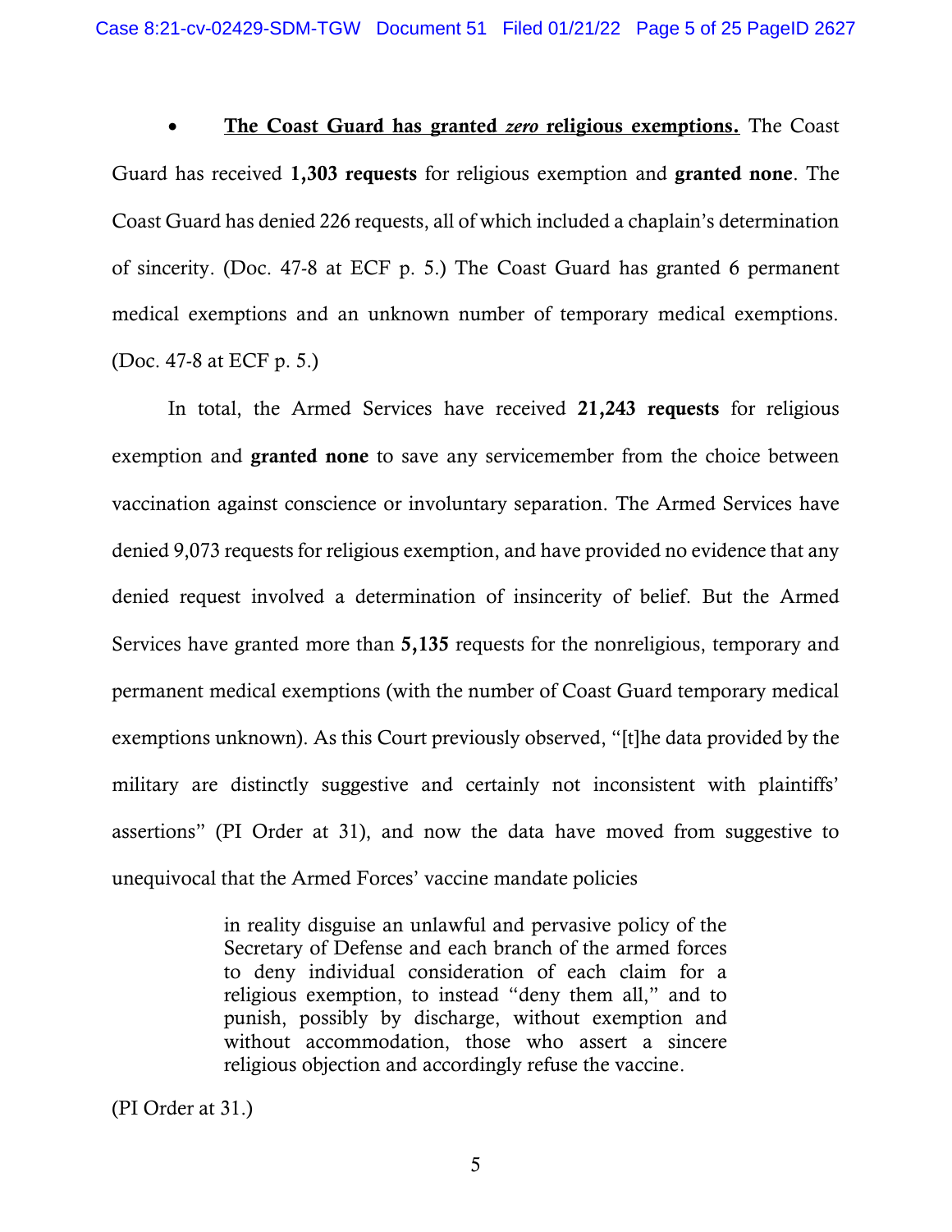- **<u>The Coast Guard has granted *zero* religious exemptions.</u>** The Coast Guard has received **1,303 requests** for religious exemption and **granted none**. The Coast Guard has denied 226 requests, all of which included a chaplain's determination of sincerity. (Doc. 47-8 at ECF p. 5.) The Coast Guard has granted 6 permanent medical exemptions and an unknown number of temporary medical exemptions. (Doc. 47-8 at ECF p. 5.)

In total, the Armed Services have received **21,243 requests** for religious exemption and **granted none** to save any servicemember from the choice between vaccination against conscience or involuntary separation. The Armed Services have denied 9,073 requests for religious exemption, and have provided no evidence that any denied request involved a determination of insincerity of belief. But the Armed Services have granted more than **5,135** requests for the nonreligious, temporary and permanent medical exemptions (with the number of Coast Guard temporary medical exemptions unknown). As this Court previously observed, "[t]he data provided by the military are distinctly suggestive and certainly not inconsistent with plaintiffs' assertions" (PI Order at 31), and now the data have moved from suggestive to unequivocal that the Armed Forces' vaccine mandate policies

> in reality disguise an unlawful and pervasive policy of the Secretary of Defense and each branch of the armed forces to deny individual consideration of each claim for a religious exemption, to instead "deny them all," and to punish, possibly by discharge, without exemption and without accommodation, those who assert a sincere religious objection and accordingly refuse the vaccine.

(PI Order at 31.)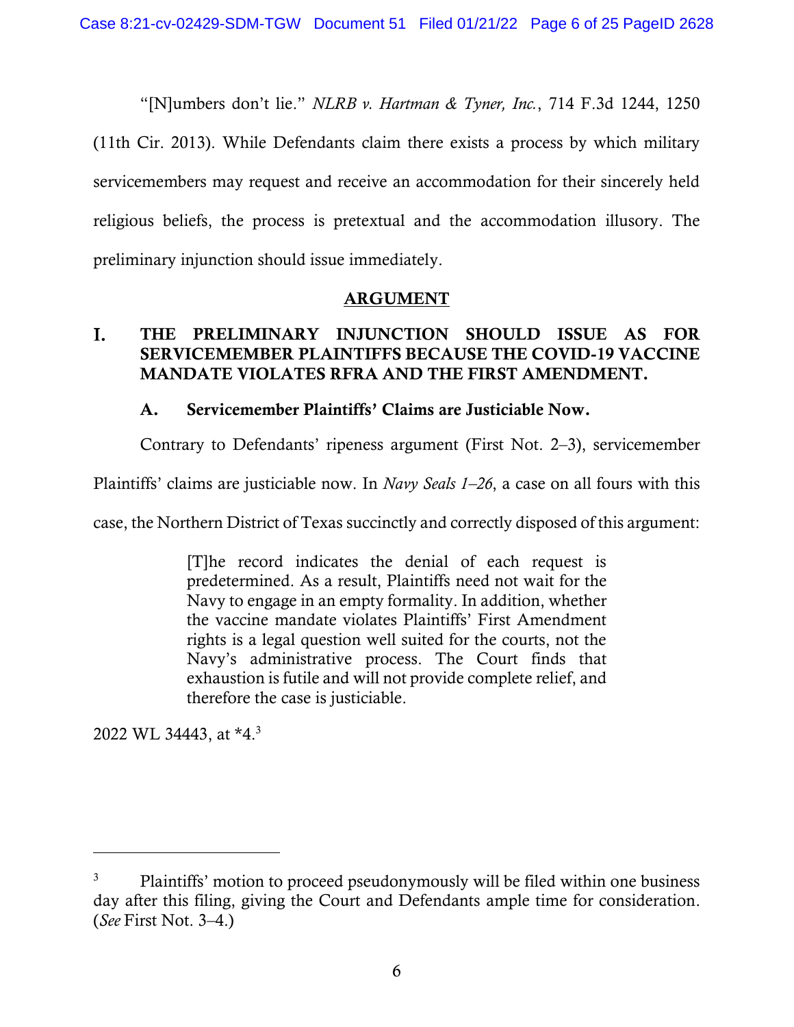"[N]umbers don't lie." *NLRB v. Hartman & Tyner, Inc.*, 714 F.3d 1244, 1250 (11th Cir. 2013). While Defendants claim there exists a process by which military servicemembers may request and receive an accommodation for their sincerely held religious beliefs, the process is pretextual and the accommodation illusory. The preliminary injunction should issue immediately.

## ARGUMENT

### I. THE PRELIMINARY INJUNCTION SHOULD ISSUE AS FOR SERVICEMEMBER PLAINTIFFS BECAUSE THE COVID-19 VACCINE MANDATE VIOLATES RFRA AND THE FIRST AMENDMENT.

#### A. Servicemember Plaintiffs' Claims are Justiciable Now.

Contrary to Defendants' ripeness argument (First Not. 2–3), servicemember Plaintiffs' claims are justiciable now. In *Navy Seals 1–26*, a case on all fours with this case, the Northern District of Texas succinctly and correctly disposed of this argument:

> [T]he record indicates the denial of each request is predetermined. As a result, Plaintiffs need not wait for the Navy to engage in an empty formality. In addition, whether the vaccine mandate violates Plaintiffs' First Amendment rights is a legal question well suited for the courts, not the Navy's administrative process. The Court finds that exhaustion is futile and will not provide complete relief, and therefore the case is justiciable.

2022 WL 34443, at *4.[3]

---

[3] Plaintiffs' motion to proceed pseudonymously will be filed within one business day after this filing, giving the Court and Defendants ample time for consideration. (*See* First Not. 3–4.)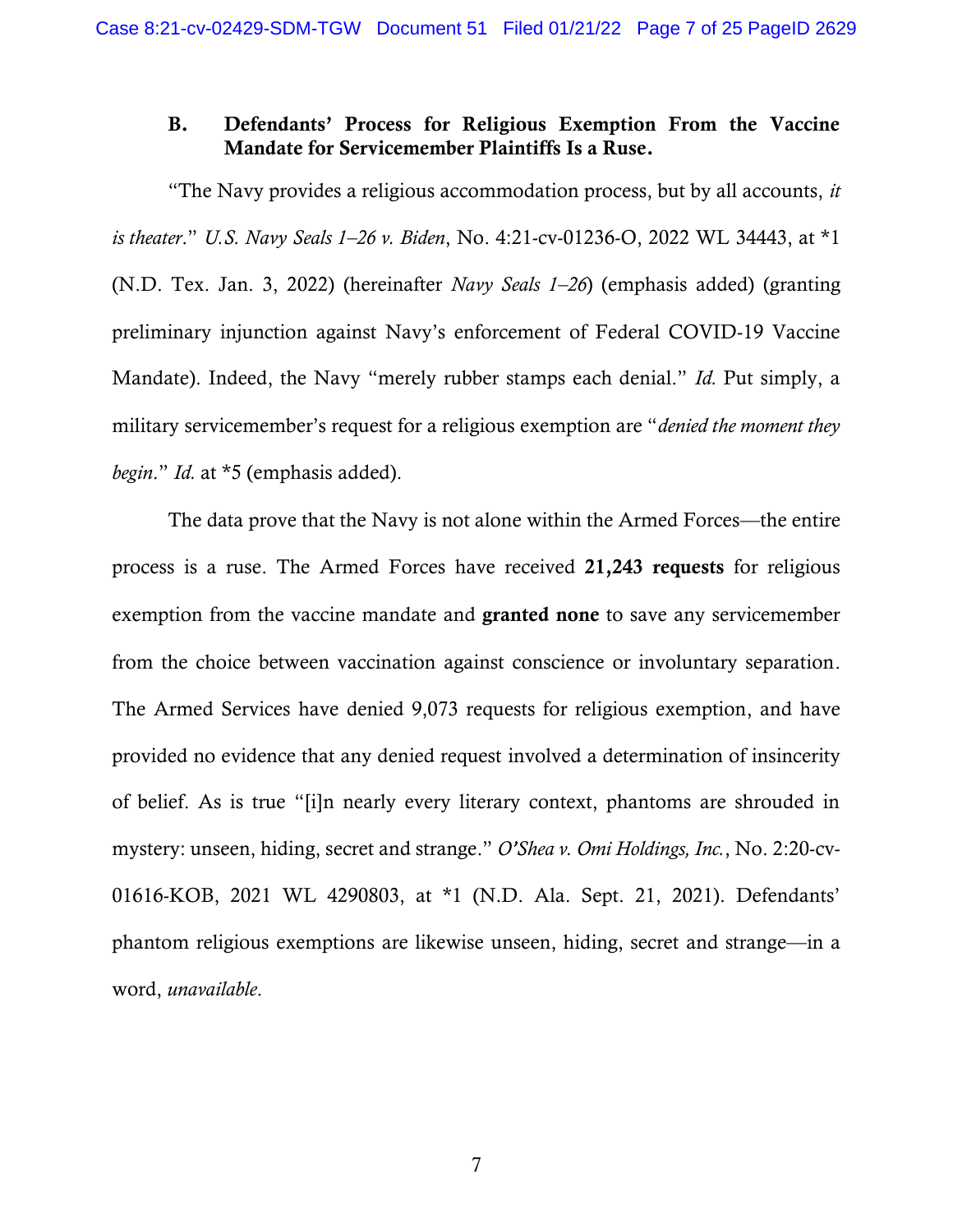### B. Defendants' Process for Religious Exemption From the Vaccine Mandate for Servicemember Plaintiffs Is a Ruse.

"The Navy provides a religious accommodation process, but by all accounts, *it is theater*." *U.S. Navy Seals 1–26 v. Biden*, No. 4:21-cv-01236-O, 2022 WL 34443, at *1 (N.D. Tex. Jan. 3, 2022) (hereinafter *Navy Seals 1–26*) (emphasis added) (granting preliminary injunction against Navy's enforcement of Federal COVID-19 Vaccine Mandate). Indeed, the Navy "merely rubber stamps each denial." *Id.* Put simply, a military servicemember's request for a religious exemption are "*denied the moment they begin*." *Id.* at *5 (emphasis added).

The data prove that the Navy is not alone within the Armed Forces—the entire process is a ruse. The Armed Forces have received **21,243 requests** for religious exemption from the vaccine mandate and **granted none** to save any servicemember from the choice between vaccination against conscience or involuntary separation. The Armed Services have denied 9,073 requests for religious exemption, and have provided no evidence that any denied request involved a determination of insincerity of belief. As is true "[i]n nearly every literary context, phantoms are shrouded in mystery: unseen, hiding, secret and strange." *O'Shea v. Omi Holdings, Inc.*, No. 2:20-cv-01616-KOB, 2021 WL 4290803, at *1 (N.D. Ala. Sept. 21, 2021). Defendants' phantom religious exemptions are likewise unseen, hiding, secret and strange—in a word, *unavailable*.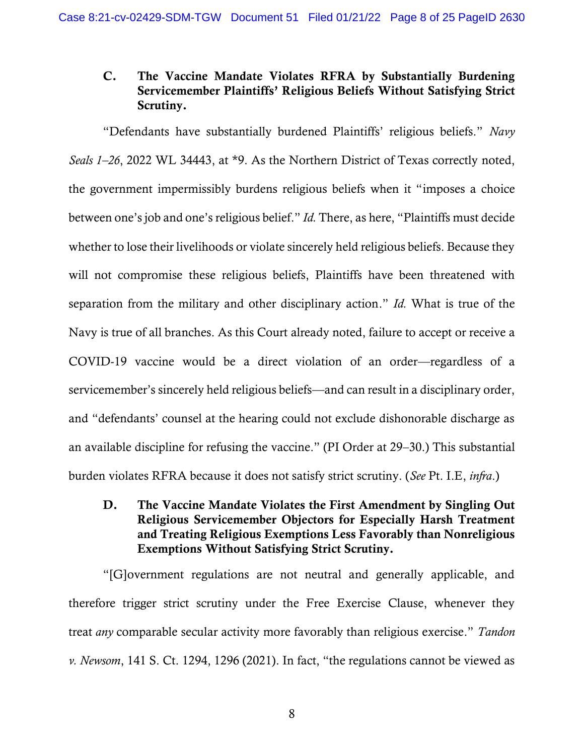### C. The Vaccine Mandate Violates RFRA by Substantially Burdening Servicemember Plaintiffs' Religious Beliefs Without Satisfying Strict Scrutiny.

"Defendants have substantially burdened Plaintiffs' religious beliefs." *Navy Seals 1–26*, 2022 WL 34443, at *9. As the Northern District of Texas correctly noted, the government impermissibly burdens religious beliefs when it "imposes a choice between one's job and one's religious belief." *Id.* There, as here, "Plaintiffs must decide whether to lose their livelihoods or violate sincerely held religious beliefs. Because they will not compromise these religious beliefs, Plaintiffs have been threatened with separation from the military and other disciplinary action." *Id.* What is true of the Navy is true of all branches. As this Court already noted, failure to accept or receive a COVID-19 vaccine would be a direct violation of an order—regardless of a servicemember's sincerely held religious beliefs—and can result in a disciplinary order, and "defendants' counsel at the hearing could not exclude dishonorable discharge as an available discipline for refusing the vaccine." (PI Order at 29–30.) This substantial burden violates RFRA because it does not satisfy strict scrutiny. (*See* Pt. I.E, *infra*.)

### D. The Vaccine Mandate Violates the First Amendment by Singling Out Religious Servicemember Objectors for Especially Harsh Treatment and Treating Religious Exemptions Less Favorably than Nonreligious Exemptions Without Satisfying Strict Scrutiny.

"[G]overnment regulations are not neutral and generally applicable, and therefore trigger strict scrutiny under the Free Exercise Clause, whenever they treat *any* comparable secular activity more favorably than religious exercise." *Tandon v. Newsom*, 141 S. Ct. 1294, 1296 (2021). In fact, "the regulations cannot be viewed as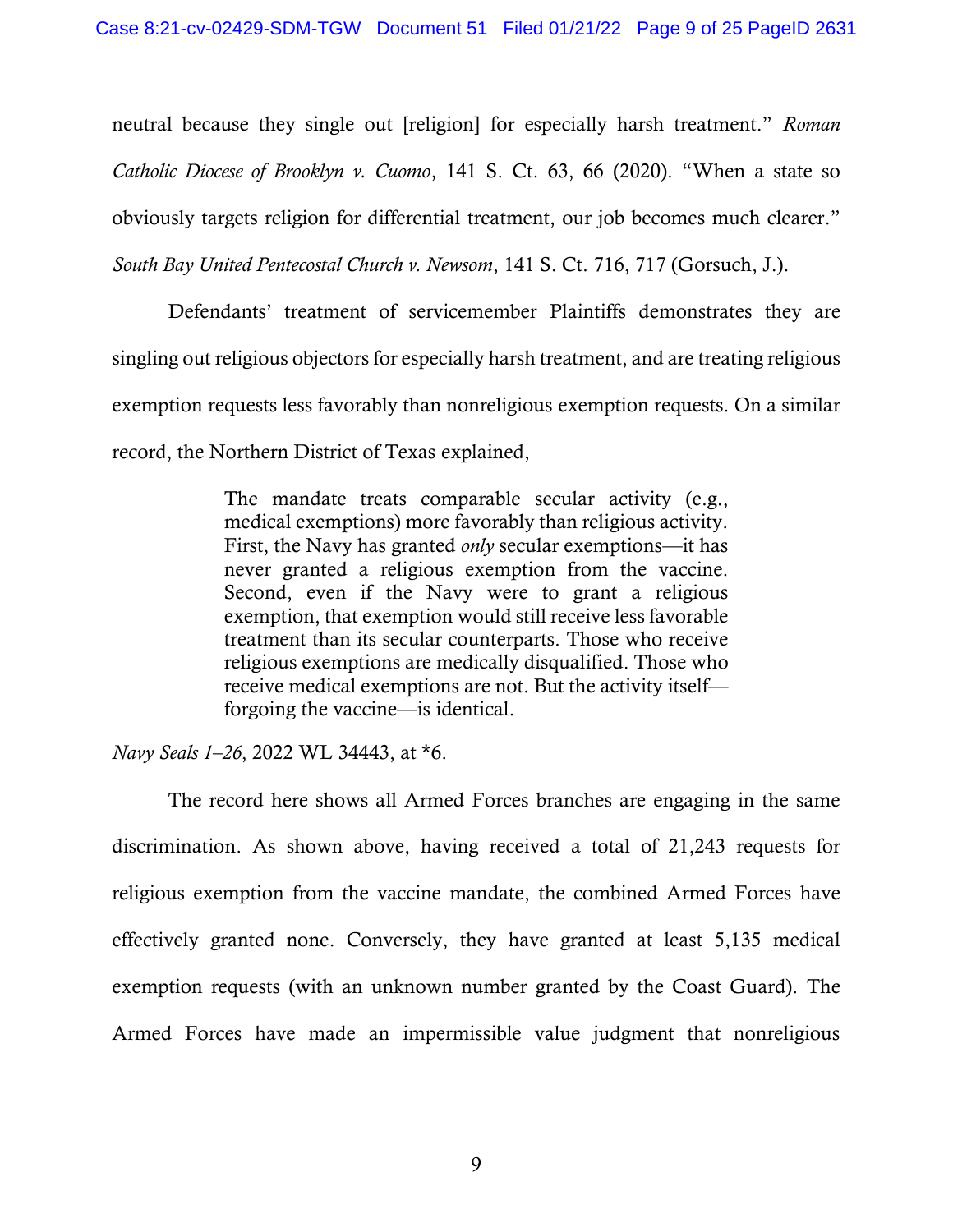neutral because they single out [religion] for especially harsh treatment." *Roman Catholic Diocese of Brooklyn v. Cuomo*, 141 S. Ct. 63, 66 (2020). "When a state so obviously targets religion for differential treatment, our job becomes much clearer." *South Bay United Pentecostal Church v. Newsom*, 141 S. Ct. 716, 717 (Gorsuch, J.).

Defendants' treatment of servicemember Plaintiffs demonstrates they are singling out religious objectors for especially harsh treatment, and are treating religious exemption requests less favorably than nonreligious exemption requests. On a similar record, the Northern District of Texas explained,

> The mandate treats comparable secular activity (e.g., medical exemptions) more favorably than religious activity. First, the Navy has granted *only* secular exemptions—it has never granted a religious exemption from the vaccine. Second, even if the Navy were to grant a religious exemption, that exemption would still receive less favorable treatment than its secular counterparts. Those who receive religious exemptions are medically disqualified. Those who receive medical exemptions are not. But the activity itself—forgoing the vaccine—is identical.

*Navy Seals 1–26*, 2022 WL 34443, at \*6.

The record here shows all Armed Forces branches are engaging in the same discrimination. As shown above, having received a total of 21,243 requests for religious exemption from the vaccine mandate, the combined Armed Forces have effectively granted none. Conversely, they have granted at least 5,135 medical exemption requests (with an unknown number granted by the Coast Guard). The Armed Forces have made an impermissible value judgment that nonreligious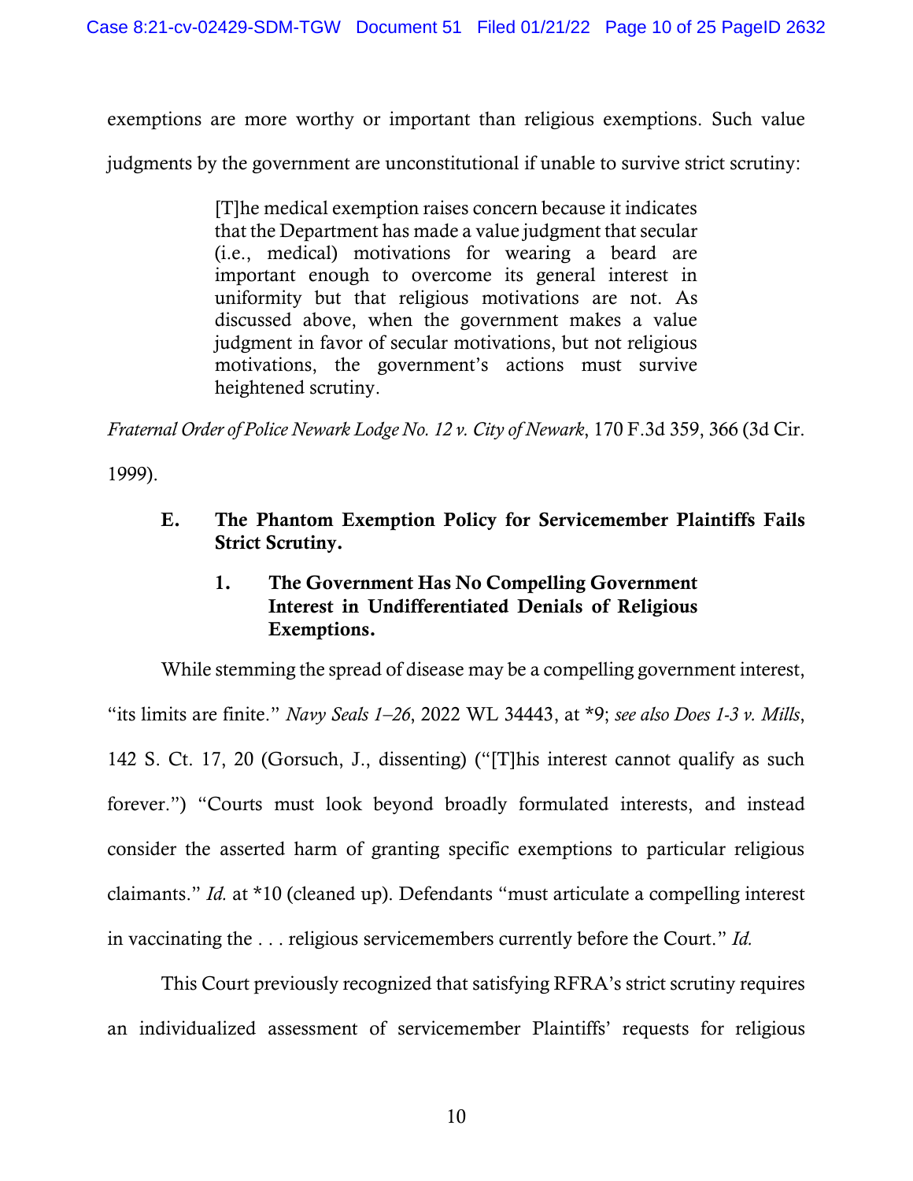exemptions are more worthy or important than religious exemptions. Such value judgments by the government are unconstitutional if unable to survive strict scrutiny:

> [T]he medical exemption raises concern because it indicates that the Department has made a value judgment that secular (i.e., medical) motivations for wearing a beard are important enough to overcome its general interest in uniformity but that religious motivations are not. As discussed above, when the government makes a value judgment in favor of secular motivations, but not religious motivations, the government's actions must survive heightened scrutiny.

*Fraternal Order of Police Newark Lodge No. 12 v. City of Newark*, 170 F.3d 359, 366 (3d Cir. 1999).

### E. The Phantom Exemption Policy for Servicemember Plaintiffs Fails Strict Scrutiny.

#### 1. The Government Has No Compelling Government Interest in Undifferentiated Denials of Religious Exemptions.

While stemming the spread of disease may be a compelling government interest, "its limits are finite." *Navy Seals 1–26*, 2022 WL 34443, at *9; *see also Does 1-3 v. Mills*, 142 S. Ct. 17, 20 (Gorsuch, J., dissenting) ("[T]his interest cannot qualify as such forever.") "Courts must look beyond broadly formulated interests, and instead consider the asserted harm of granting specific exemptions to particular religious claimants." *Id.* at *10 (cleaned up). Defendants "must articulate a compelling interest in vaccinating the . . . religious servicemembers currently before the Court." *Id.*

This Court previously recognized that satisfying RFRA's strict scrutiny requires an individualized assessment of servicemember Plaintiffs' requests for religious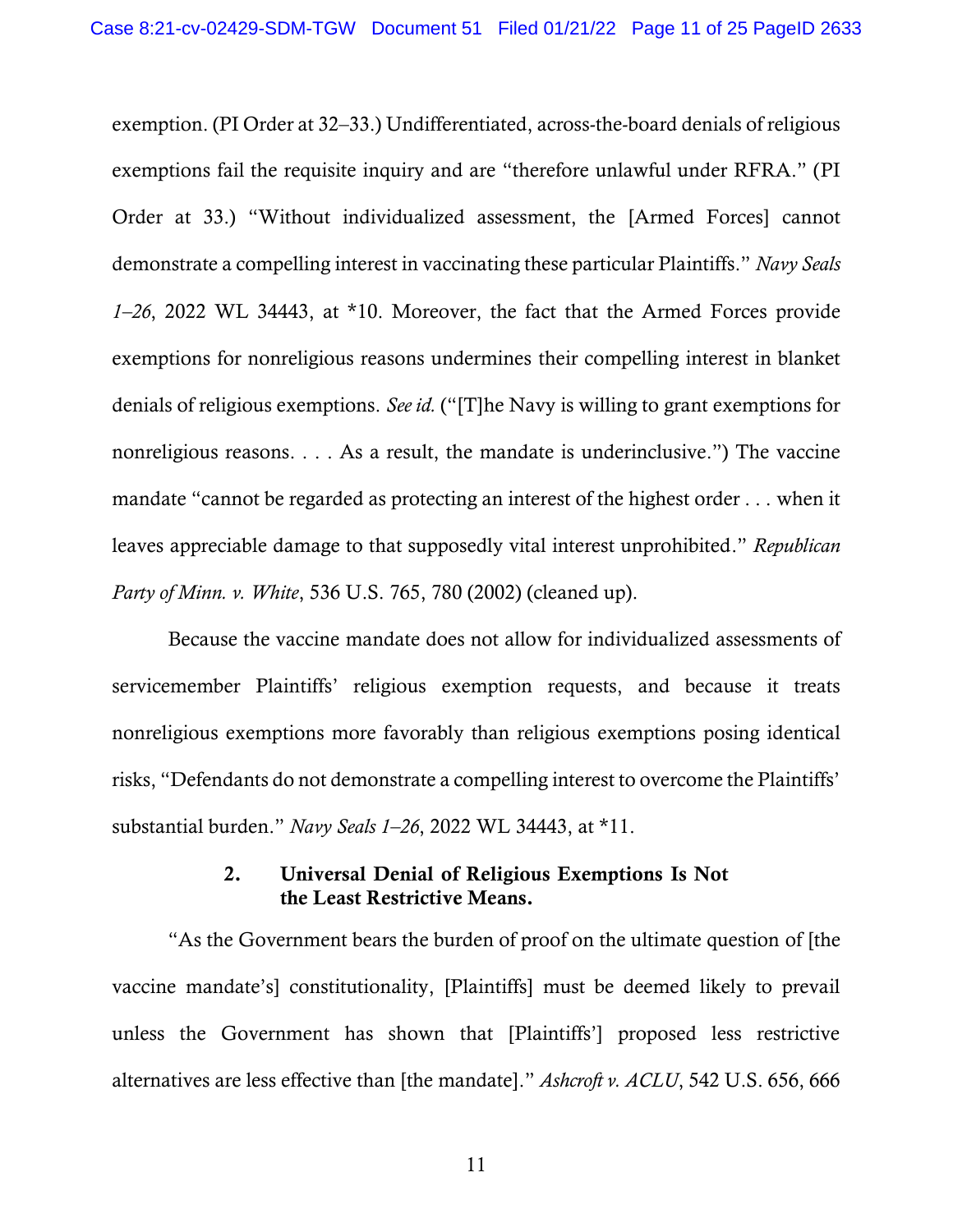exemption. (PI Order at 32–33.) Undifferentiated, across-the-board denials of religious exemptions fail the requisite inquiry and are "therefore unlawful under RFRA." (PI Order at 33.) "Without individualized assessment, the [Armed Forces] cannot demonstrate a compelling interest in vaccinating these particular Plaintiffs." *Navy Seals 1–26*, 2022 WL 34443, at *10. Moreover, the fact that the Armed Forces provide exemptions for nonreligious reasons undermines their compelling interest in blanket denials of religious exemptions. *See id.* ("[T]he Navy is willing to grant exemptions for nonreligious reasons. . . . As a result, the mandate is underinclusive.") The vaccine mandate "cannot be regarded as protecting an interest of the highest order . . . when it leaves appreciable damage to that supposedly vital interest unprohibited." *Republican Party of Minn. v. White*, 536 U.S. 765, 780 (2002) (cleaned up).

Because the vaccine mandate does not allow for individualized assessments of servicemember Plaintiffs' religious exemption requests, and because it treats nonreligious exemptions more favorably than religious exemptions posing identical risks, "Defendants do not demonstrate a compelling interest to overcome the Plaintiffs' substantial burden." *Navy Seals 1–26*, 2022 WL 34443, at *11.

### 2. Universal Denial of Religious Exemptions Is Not the Least Restrictive Means.

"As the Government bears the burden of proof on the ultimate question of [the vaccine mandate's] constitutionality, [Plaintiffs] must be deemed likely to prevail unless the Government has shown that [Plaintiffs'] proposed less restrictive alternatives are less effective than [the mandate]." *Ashcroft v. ACLU*, 542 U.S. 656, 666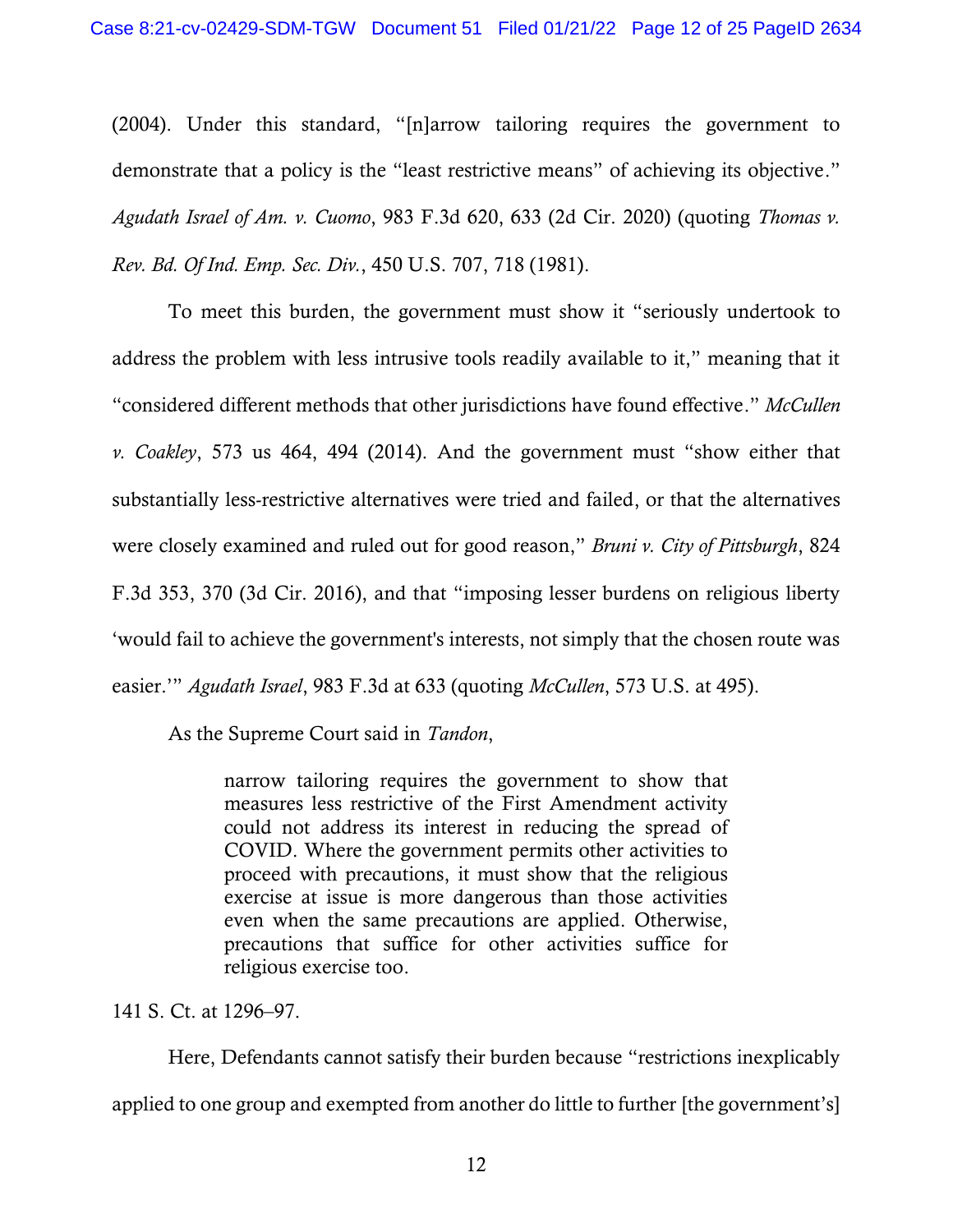(2004). Under this standard, "[n]arrow tailoring requires the government to demonstrate that a policy is the "least restrictive means" of achieving its objective." *Agudath Israel of Am. v. Cuomo*, 983 F.3d 620, 633 (2d Cir. 2020) (quoting *Thomas v. Rev. Bd. Of Ind. Emp. Sec. Div.*, 450 U.S. 707, 718 (1981).

To meet this burden, the government must show it "seriously undertook to address the problem with less intrusive tools readily available to it," meaning that it "considered different methods that other jurisdictions have found effective." *McCullen v. Coakley*, 573 us 464, 494 (2014). And the government must "show either that substantially less-restrictive alternatives were tried and failed, or that the alternatives were closely examined and ruled out for good reason," *Bruni v. City of Pittsburgh*, 824 F.3d 353, 370 (3d Cir. 2016), and that "imposing lesser burdens on religious liberty 'would fail to achieve the government's interests, not simply that the chosen route was easier.'" *Agudath Israel*, 983 F.3d at 633 (quoting *McCullen*, 573 U.S. at 495).

As the Supreme Court said in *Tandon*,

> narrow tailoring requires the government to show that measures less restrictive of the First Amendment activity could not address its interest in reducing the spread of COVID. Where the government permits other activities to proceed with precautions, it must show that the religious exercise at issue is more dangerous than those activities even when the same precautions are applied. Otherwise, precautions that suffice for other activities suffice for religious exercise too.

141 S. Ct. at 1296–97.

Here, Defendants cannot satisfy their burden because "restrictions inexplicably applied to one group and exempted from another do little to further [the government's]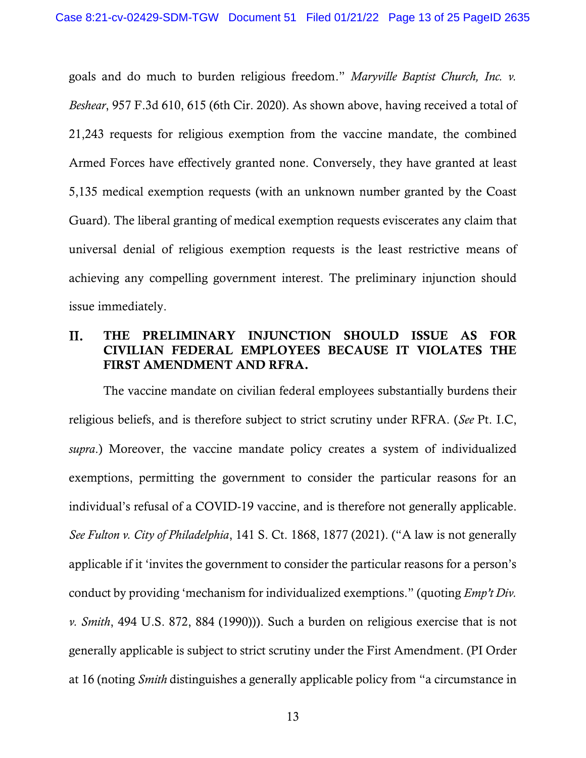goals and do much to burden religious freedom." *Maryville Baptist Church, Inc. v. Beshear*, 957 F.3d 610, 615 (6th Cir. 2020). As shown above, having received a total of 21,243 requests for religious exemption from the vaccine mandate, the combined Armed Forces have effectively granted none. Conversely, they have granted at least 5,135 medical exemption requests (with an unknown number granted by the Coast Guard). The liberal granting of medical exemption requests eviscerates any claim that universal denial of religious exemption requests is the least restrictive means of achieving any compelling government interest. The preliminary injunction should issue immediately.

## II. THE PRELIMINARY INJUNCTION SHOULD ISSUE AS FOR CIVILIAN FEDERAL EMPLOYEES BECAUSE IT VIOLATES THE FIRST AMENDMENT AND RFRA.

The vaccine mandate on civilian federal employees substantially burdens their religious beliefs, and is therefore subject to strict scrutiny under RFRA. (*See* Pt. I.C, *supra*.) Moreover, the vaccine mandate policy creates a system of individualized exemptions, permitting the government to consider the particular reasons for an individual's refusal of a COVID-19 vaccine, and is therefore not generally applicable. *See Fulton v. City of Philadelphia*, 141 S. Ct. 1868, 1877 (2021). ("A law is not generally applicable if it 'invites the government to consider the particular reasons for a person's conduct by providing 'mechanism for individualized exemptions." (quoting *Emp't Div. v. Smith*, 494 U.S. 872, 884 (1990))). Such a burden on religious exercise that is not generally applicable is subject to strict scrutiny under the First Amendment. (PI Order at 16 (noting *Smith* distinguishes a generally applicable policy from "a circumstance in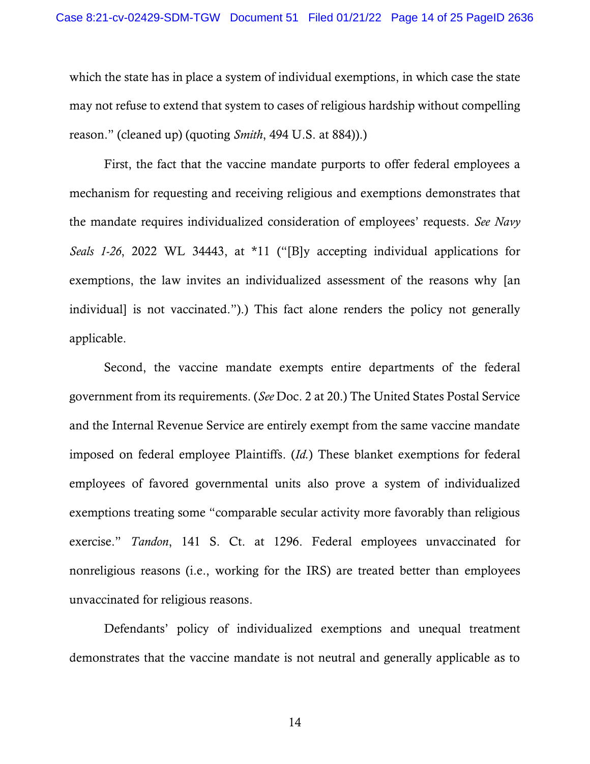which the state has in place a system of individual exemptions, in which case the state may not refuse to extend that system to cases of religious hardship without compelling reason." (cleaned up) (quoting *Smith*, 494 U.S. at 884)).)

First, the fact that the vaccine mandate purports to offer federal employees a mechanism for requesting and receiving religious and exemptions demonstrates that the mandate requires individualized consideration of employees' requests. *See Navy Seals 1-26*, 2022 WL 34443, at *11 ("[B]y accepting individual applications for exemptions, the law invites an individualized assessment of the reasons why [an individual] is not vaccinated.").) This fact alone renders the policy not generally applicable.

Second, the vaccine mandate exempts entire departments of the federal government from its requirements. (*See* Doc. 2 at 20.) The United States Postal Service and the Internal Revenue Service are entirely exempt from the same vaccine mandate imposed on federal employee Plaintiffs. (*Id.*) These blanket exemptions for federal employees of favored governmental units also prove a system of individualized exemptions treating some "comparable secular activity more favorably than religious exercise." *Tandon*, 141 S. Ct. at 1296. Federal employees unvaccinated for nonreligious reasons (i.e., working for the IRS) are treated better than employees unvaccinated for religious reasons.

Defendants' policy of individualized exemptions and unequal treatment demonstrates that the vaccine mandate is not neutral and generally applicable as to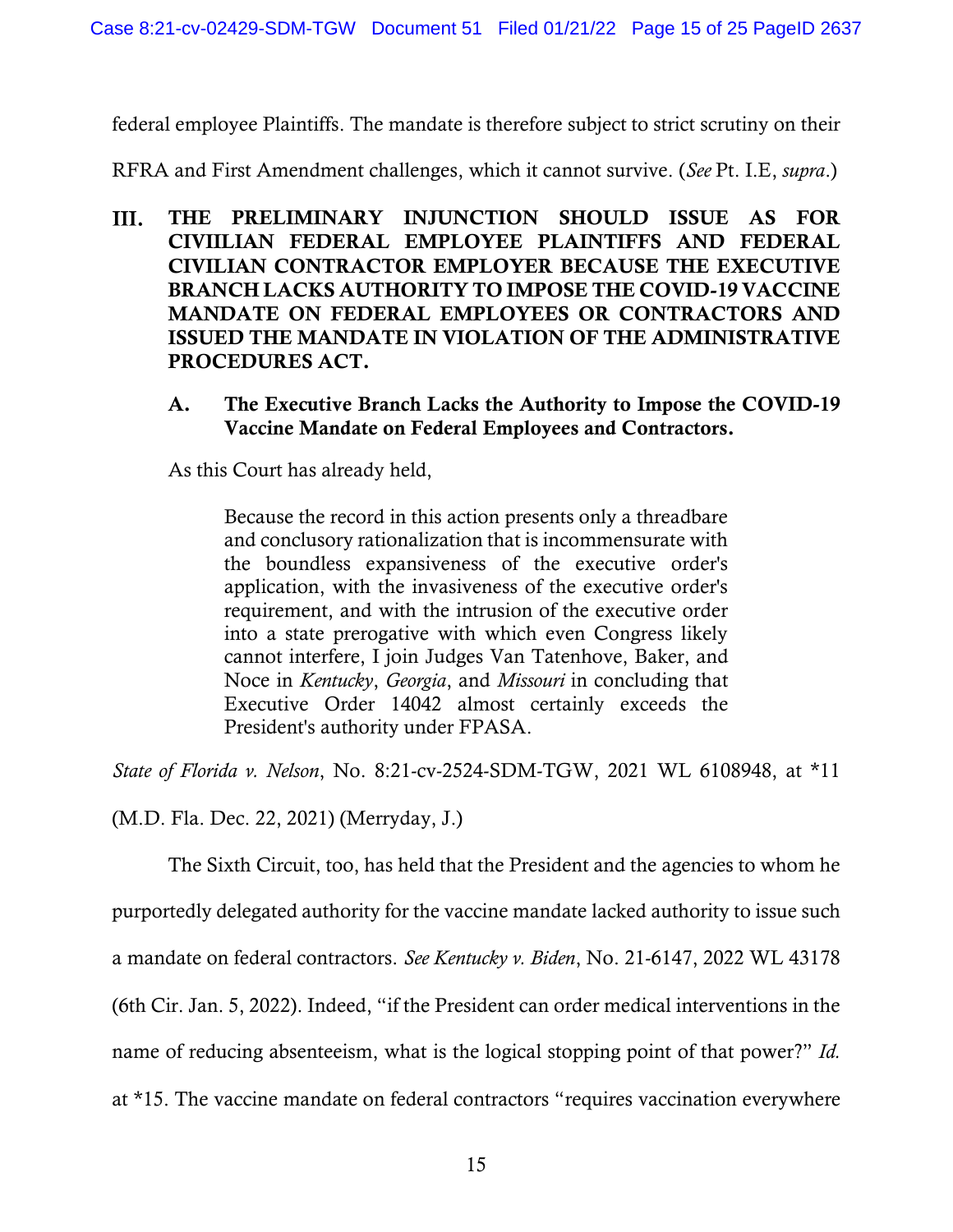federal employee Plaintiffs. The mandate is therefore subject to strict scrutiny on their RFRA and First Amendment challenges, which it cannot survive. (*See* Pt. I.E, *supra*.)

## III. THE PRELIMINARY INJUNCTION SHOULD ISSUE AS FOR CIVIILIAN FEDERAL EMPLOYEE PLAINTIFFS AND FEDERAL CIVILIAN CONTRACTOR EMPLOYER BECAUSE THE EXECUTIVE BRANCH LACKS AUTHORITY TO IMPOSE THE COVID-19 VACCINE MANDATE ON FEDERAL EMPLOYEES OR CONTRACTORS AND ISSUED THE MANDATE IN VIOLATION OF THE ADMINISTRATIVE PROCEDURES ACT.

### A. The Executive Branch Lacks the Authority to Impose the COVID-19 Vaccine Mandate on Federal Employees and Contractors.

As this Court has already held,

> Because the record in this action presents only a threadbare and conclusory rationalization that is incommensurate with the boundless expansiveness of the executive order's application, with the invasiveness of the executive order's requirement, and with the intrusion of the executive order into a state prerogative with which even Congress likely cannot interfere, I join Judges Van Tatenhove, Baker, and Noce in *Kentucky*, *Georgia*, and *Missouri* in concluding that Executive Order 14042 almost certainly exceeds the President's authority under FPASA.

*State of Florida v. Nelson*, No. 8:21-cv-2524-SDM-TGW, 2021 WL 6108948, at *11 (M.D. Fla. Dec. 22, 2021) (Merryday, J.)

The Sixth Circuit, too, has held that the President and the agencies to whom he purportedly delegated authority for the vaccine mandate lacked authority to issue such a mandate on federal contractors. *See Kentucky v. Biden*, No. 21-6147, 2022 WL 43178 (6th Cir. Jan. 5, 2022). Indeed, "if the President can order medical interventions in the name of reducing absenteeism, what is the logical stopping point of that power?" *Id.* at *15. The vaccine mandate on federal contractors "requires vaccination everywhere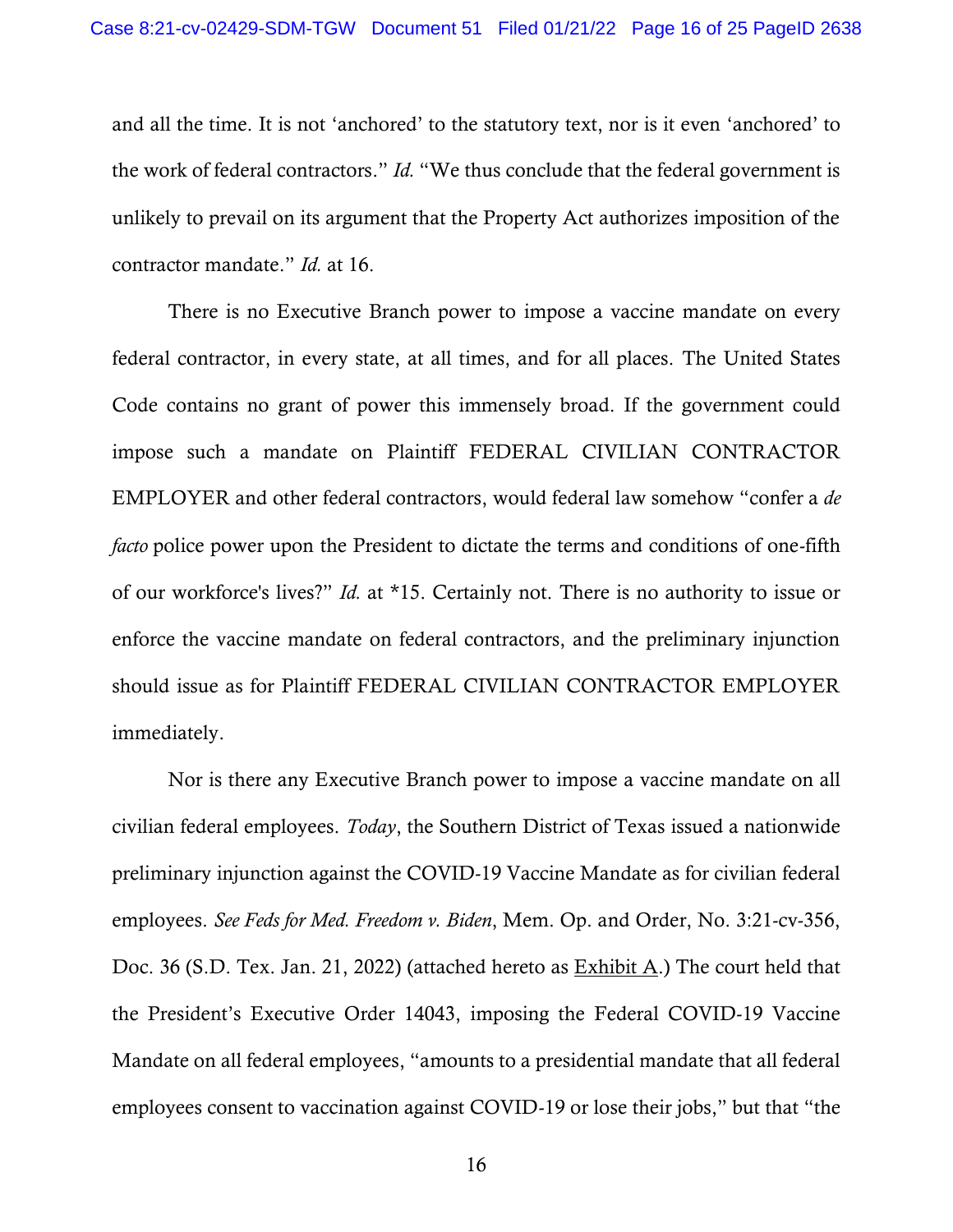and all the time. It is not 'anchored' to the statutory text, nor is it even 'anchored' to the work of federal contractors." *Id.* "We thus conclude that the federal government is unlikely to prevail on its argument that the Property Act authorizes imposition of the contractor mandate." *Id.* at 16.

There is no Executive Branch power to impose a vaccine mandate on every federal contractor, in every state, at all times, and for all places. The United States Code contains no grant of power this immensely broad. If the government could impose such a mandate on Plaintiff FEDERAL CIVILIAN CONTRACTOR EMPLOYER and other federal contractors, would federal law somehow "confer a *de facto* police power upon the President to dictate the terms and conditions of one-fifth of our workforce's lives?" *Id.* at *15. Certainly not. There is no authority to issue or enforce the vaccine mandate on federal contractors, and the preliminary injunction should issue as for Plaintiff FEDERAL CIVILIAN CONTRACTOR EMPLOYER immediately.

Nor is there any Executive Branch power to impose a vaccine mandate on all civilian federal employees. *Today*, the Southern District of Texas issued a nationwide preliminary injunction against the COVID-19 Vaccine Mandate as for civilian federal employees. *See Feds for Med. Freedom v. Biden*, Mem. Op. and Order, No. 3:21-cv-356, Doc. 36 (S.D. Tex. Jan. 21, 2022) (attached hereto as Exhibit A.) The court held that the President's Executive Order 14043, imposing the Federal COVID-19 Vaccine Mandate on all federal employees, "amounts to a presidential mandate that all federal employees consent to vaccination against COVID-19 or lose their jobs," but that "the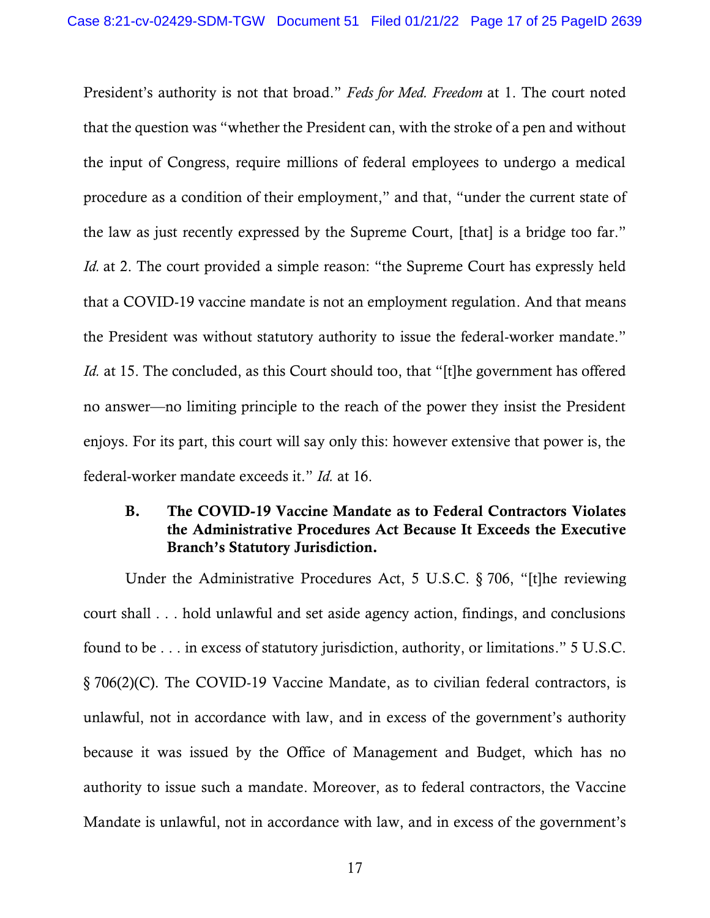President's authority is not that broad." *Feds for Med. Freedom* at 1. The court noted that the question was "whether the President can, with the stroke of a pen and without the input of Congress, require millions of federal employees to undergo a medical procedure as a condition of their employment," and that, "under the current state of the law as just recently expressed by the Supreme Court, [that] is a bridge too far." *Id.* at 2. The court provided a simple reason: "the Supreme Court has expressly held that a COVID-19 vaccine mandate is not an employment regulation. And that means the President was without statutory authority to issue the federal-worker mandate." *Id.* at 15. The concluded, as this Court should too, that "[t]he government has offered no answer—no limiting principle to the reach of the power they insist the President enjoys. For its part, this court will say only this: however extensive that power is, the federal-worker mandate exceeds it." *Id.* at 16.

### B. The COVID-19 Vaccine Mandate as to Federal Contractors Violates the Administrative Procedures Act Because It Exceeds the Executive Branch's Statutory Jurisdiction.

Under the Administrative Procedures Act, 5 U.S.C. § 706, "[t]he reviewing court shall . . . hold unlawful and set aside agency action, findings, and conclusions found to be . . . in excess of statutory jurisdiction, authority, or limitations." 5 U.S.C. § 706(2)(C). The COVID-19 Vaccine Mandate, as to civilian federal contractors, is unlawful, not in accordance with law, and in excess of the government's authority because it was issued by the Office of Management and Budget, which has no authority to issue such a mandate. Moreover, as to federal contractors, the Vaccine Mandate is unlawful, not in accordance with law, and in excess of the government's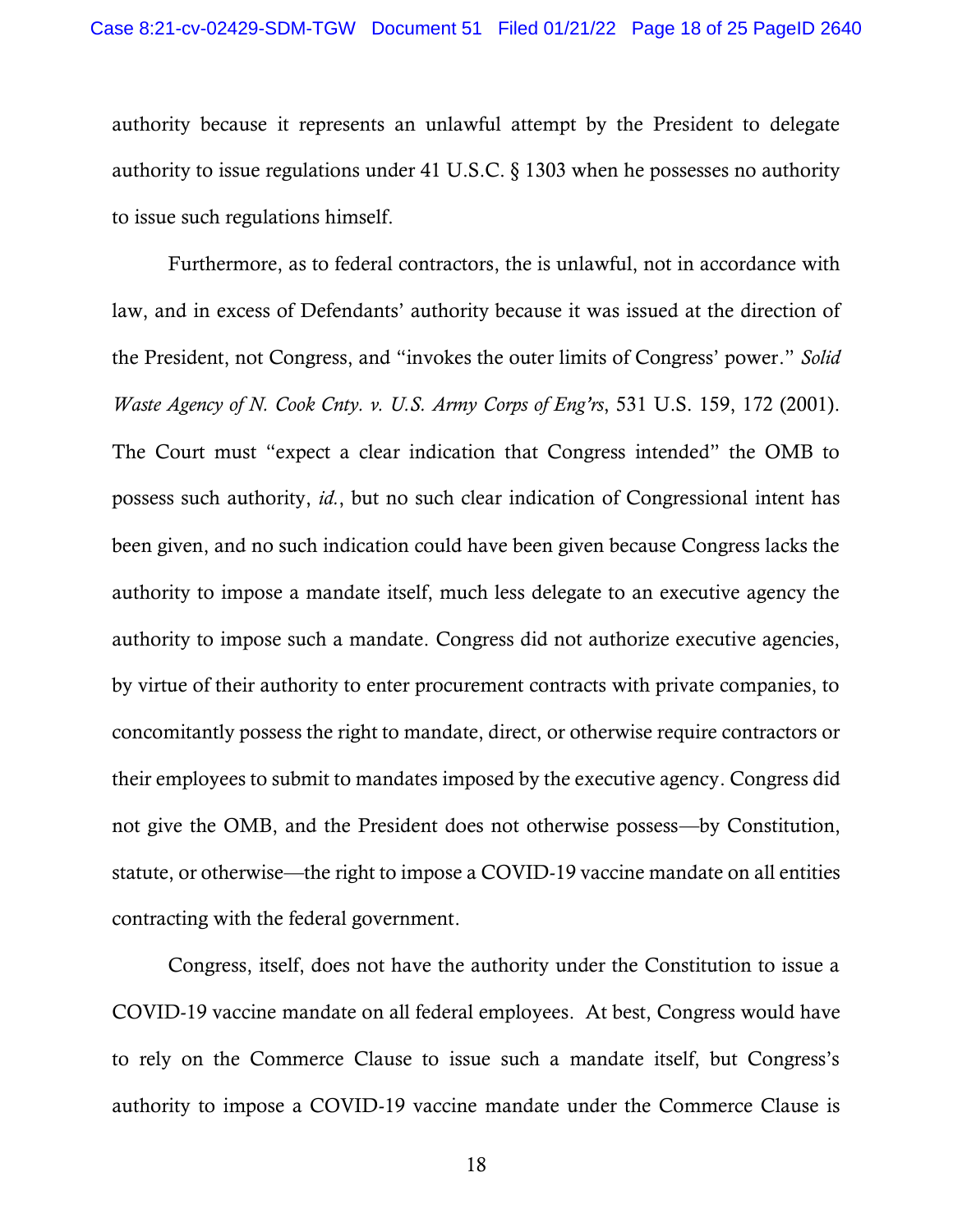authority because it represents an unlawful attempt by the President to delegate authority to issue regulations under 41 U.S.C. § 1303 when he possesses no authority to issue such regulations himself.

Furthermore, as to federal contractors, the is unlawful, not in accordance with law, and in excess of Defendants' authority because it was issued at the direction of the President, not Congress, and "invokes the outer limits of Congress' power." *Solid Waste Agency of N. Cook Cnty. v. U.S. Army Corps of Eng'rs*, 531 U.S. 159, 172 (2001). The Court must "expect a clear indication that Congress intended" the OMB to possess such authority, *id.*, but no such clear indication of Congressional intent has been given, and no such indication could have been given because Congress lacks the authority to impose a mandate itself, much less delegate to an executive agency the authority to impose such a mandate. Congress did not authorize executive agencies, by virtue of their authority to enter procurement contracts with private companies, to concomitantly possess the right to mandate, direct, or otherwise require contractors or their employees to submit to mandates imposed by the executive agency. Congress did not give the OMB, and the President does not otherwise possess—by Constitution, statute, or otherwise—the right to impose a COVID-19 vaccine mandate on all entities contracting with the federal government.

Congress, itself, does not have the authority under the Constitution to issue a COVID-19 vaccine mandate on all federal employees. At best, Congress would have to rely on the Commerce Clause to issue such a mandate itself, but Congress's authority to impose a COVID-19 vaccine mandate under the Commerce Clause is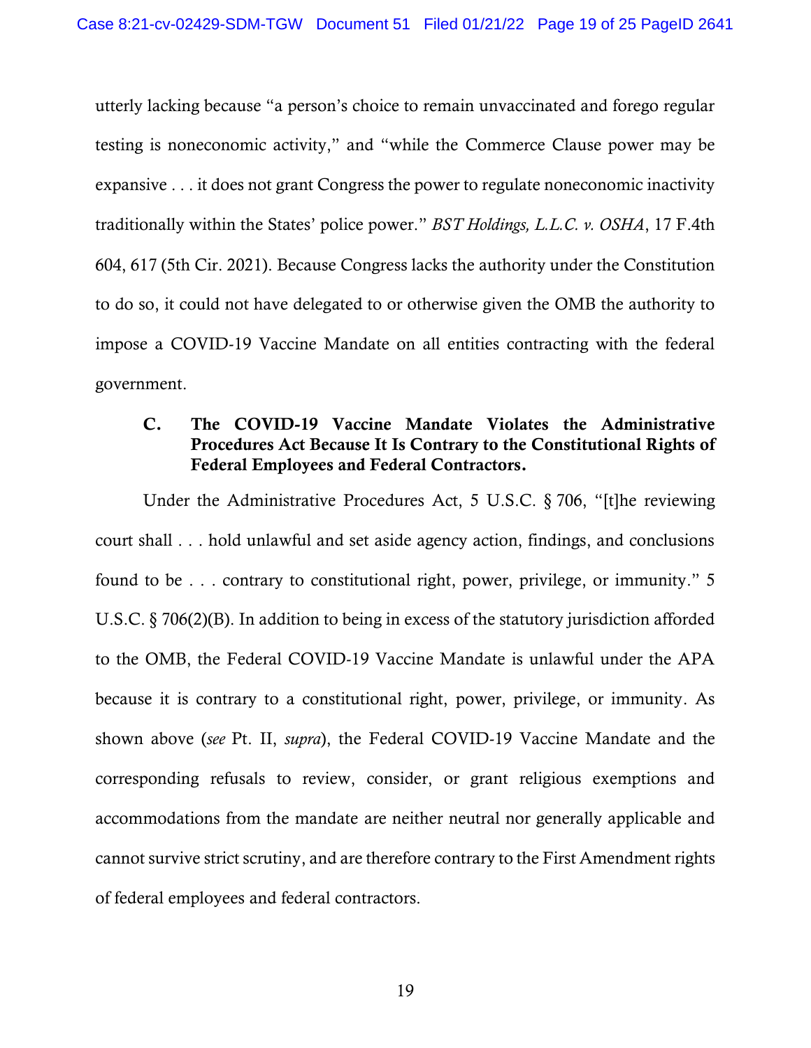utterly lacking because "a person's choice to remain unvaccinated and forego regular testing is noneconomic activity," and "while the Commerce Clause power may be expansive . . . it does not grant Congress the power to regulate noneconomic inactivity traditionally within the States' police power." *BST Holdings, L.L.C. v. OSHA*, 17 F.4th 604, 617 (5th Cir. 2021). Because Congress lacks the authority under the Constitution to do so, it could not have delegated to or otherwise given the OMB the authority to impose a COVID-19 Vaccine Mandate on all entities contracting with the federal government.

### C. The COVID-19 Vaccine Mandate Violates the Administrative Procedures Act Because It Is Contrary to the Constitutional Rights of Federal Employees and Federal Contractors.

Under the Administrative Procedures Act, 5 U.S.C. § 706, "[t]he reviewing court shall . . . hold unlawful and set aside agency action, findings, and conclusions found to be . . . contrary to constitutional right, power, privilege, or immunity." 5 U.S.C. § 706(2)(B). In addition to being in excess of the statutory jurisdiction afforded to the OMB, the Federal COVID-19 Vaccine Mandate is unlawful under the APA because it is contrary to a constitutional right, power, privilege, or immunity. As shown above (*see* Pt. II, *supra*), the Federal COVID-19 Vaccine Mandate and the corresponding refusals to review, consider, or grant religious exemptions and accommodations from the mandate are neither neutral nor generally applicable and cannot survive strict scrutiny, and are therefore contrary to the First Amendment rights of federal employees and federal contractors.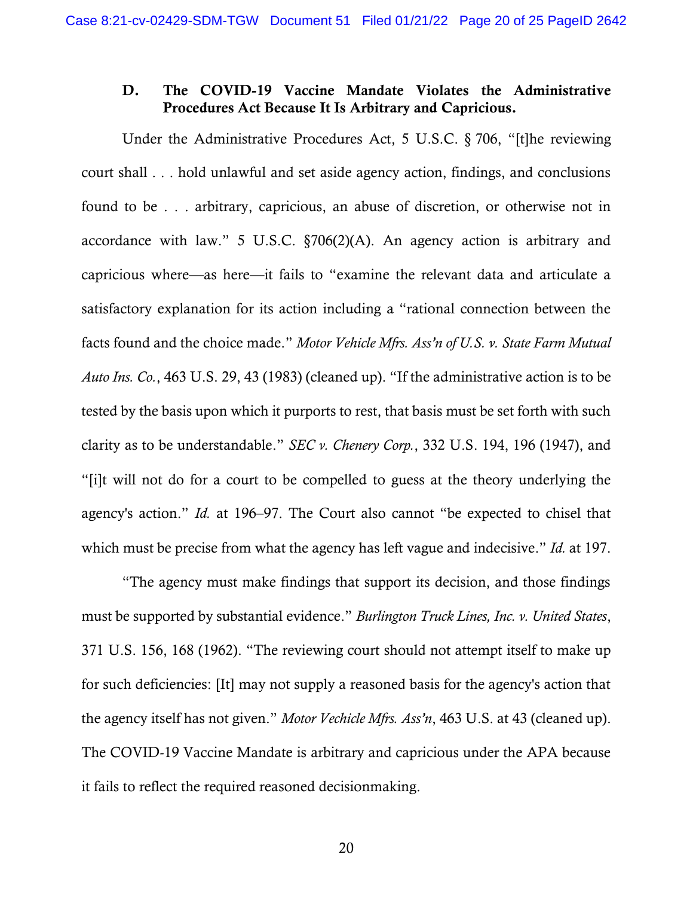### D. The COVID-19 Vaccine Mandate Violates the Administrative Procedures Act Because It Is Arbitrary and Capricious.

Under the Administrative Procedures Act, 5 U.S.C. § 706, "[t]he reviewing court shall . . . hold unlawful and set aside agency action, findings, and conclusions found to be . . . arbitrary, capricious, an abuse of discretion, or otherwise not in accordance with law." 5 U.S.C. §706(2)(A). An agency action is arbitrary and capricious where—as here—it fails to "examine the relevant data and articulate a satisfactory explanation for its action including a "rational connection between the facts found and the choice made." *Motor Vehicle Mfrs. Ass'n of U.S. v. State Farm Mutual Auto Ins. Co.*, 463 U.S. 29, 43 (1983) (cleaned up). "If the administrative action is to be tested by the basis upon which it purports to rest, that basis must be set forth with such clarity as to be understandable." *SEC v. Chenery Corp.*, 332 U.S. 194, 196 (1947), and "[i]t will not do for a court to be compelled to guess at the theory underlying the agency's action." *Id.* at 196–97. The Court also cannot "be expected to chisel that which must be precise from what the agency has left vague and indecisive." *Id.* at 197.

"The agency must make findings that support its decision, and those findings must be supported by substantial evidence." *Burlington Truck Lines, Inc. v. United States*, 371 U.S. 156, 168 (1962). "The reviewing court should not attempt itself to make up for such deficiencies: [It] may not supply a reasoned basis for the agency's action that the agency itself has not given." *Motor Vechicle Mfrs. Ass'n*, 463 U.S. at 43 (cleaned up). The COVID-19 Vaccine Mandate is arbitrary and capricious under the APA because it fails to reflect the required reasoned decisionmaking.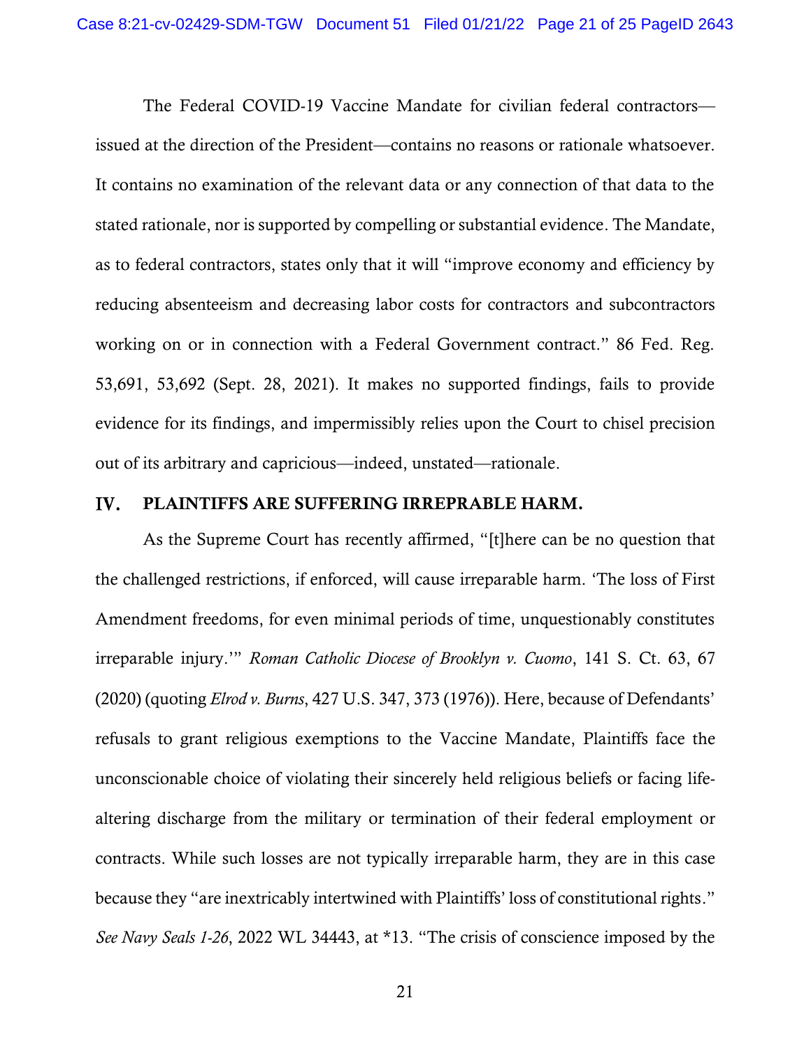The Federal COVID-19 Vaccine Mandate for civilian federal contractors—issued at the direction of the President—contains no reasons or rationale whatsoever. It contains no examination of the relevant data or any connection of that data to the stated rationale, nor is supported by compelling or substantial evidence. The Mandate, as to federal contractors, states only that it will "improve economy and efficiency by reducing absenteeism and decreasing labor costs for contractors and subcontractors working on or in connection with a Federal Government contract." 86 Fed. Reg. 53,691, 53,692 (Sept. 28, 2021). It makes no supported findings, fails to provide evidence for its findings, and impermissibly relies upon the Court to chisel precision out of its arbitrary and capricious—indeed, unstated—rationale.

## IV. PLAINTIFFS ARE SUFFERING IRREPRABLE HARM.

As the Supreme Court has recently affirmed, "[t]here can be no question that the challenged restrictions, if enforced, will cause irreparable harm. 'The loss of First Amendment freedoms, for even minimal periods of time, unquestionably constitutes irreparable injury.'" *Roman Catholic Diocese of Brooklyn v. Cuomo*, 141 S. Ct. 63, 67 (2020) (quoting *Elrod v. Burns*, 427 U.S. 347, 373 (1976)). Here, because of Defendants' refusals to grant religious exemptions to the Vaccine Mandate, Plaintiffs face the unconscionable choice of violating their sincerely held religious beliefs or facing life-altering discharge from the military or termination of their federal employment or contracts. While such losses are not typically irreparable harm, they are in this case because they "are inextricably intertwined with Plaintiffs' loss of constitutional rights." *See Navy Seals 1-26*, 2022 WL 34443, at *13. "The crisis of conscience imposed by the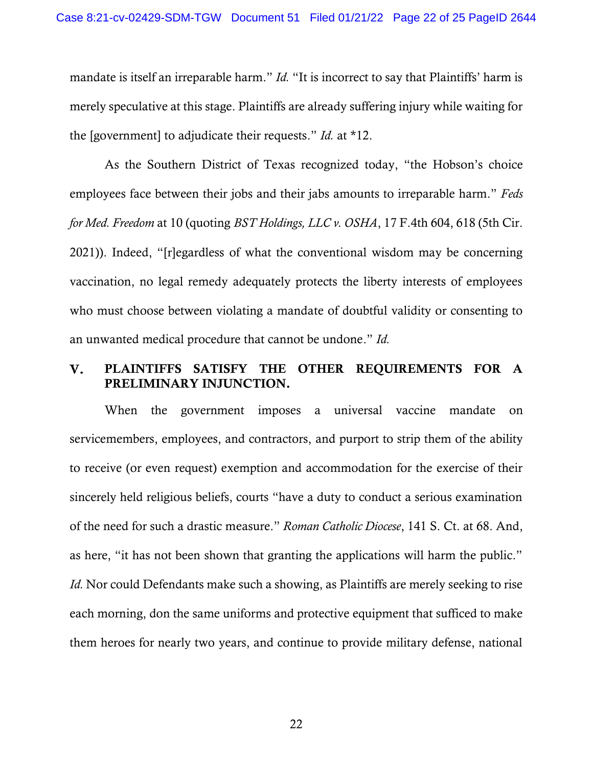mandate is itself an irreparable harm." *Id.* "It is incorrect to say that Plaintiffs' harm is merely speculative at this stage. Plaintiffs are already suffering injury while waiting for the [government] to adjudicate their requests." *Id.* at *12.

As the Southern District of Texas recognized today, "the Hobson's choice employees face between their jobs and their jabs amounts to irreparable harm." *Feds for Med. Freedom* at 10 (quoting *BST Holdings, LLC v. OSHA*, 17 F.4th 604, 618 (5th Cir. 2021)). Indeed, "[r]egardless of what the conventional wisdom may be concerning vaccination, no legal remedy adequately protects the liberty interests of employees who must choose between violating a mandate of doubtful validity or consenting to an unwanted medical procedure that cannot be undone." *Id.*

## V. PLAINTIFFS SATISFY THE OTHER REQUIREMENTS FOR A PRELIMINARY INJUNCTION.

When the government imposes a universal vaccine mandate on servicemembers, employees, and contractors, and purport to strip them of the ability to receive (or even request) exemption and accommodation for the exercise of their sincerely held religious beliefs, courts "have a duty to conduct a serious examination of the need for such a drastic measure." *Roman Catholic Diocese*, 141 S. Ct. at 68. And, as here, "it has not been shown that granting the applications will harm the public." *Id.* Nor could Defendants make such a showing, as Plaintiffs are merely seeking to rise each morning, don the same uniforms and protective equipment that sufficed to make them heroes for nearly two years, and continue to provide military defense, national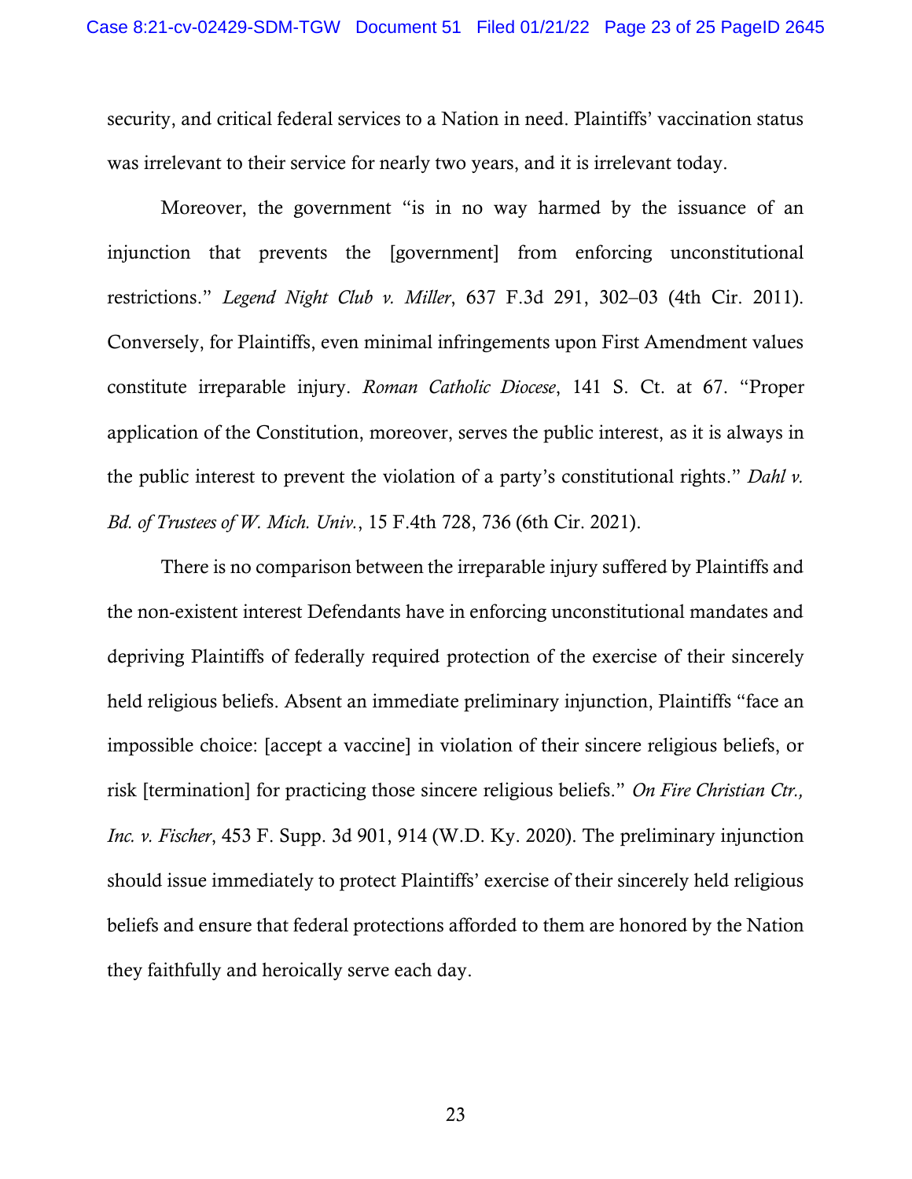security, and critical federal services to a Nation in need. Plaintiffs' vaccination status was irrelevant to their service for nearly two years, and it is irrelevant today.

Moreover, the government "is in no way harmed by the issuance of an injunction that prevents the [government] from enforcing unconstitutional restrictions." *Legend Night Club v. Miller*, 637 F.3d 291, 302–03 (4th Cir. 2011). Conversely, for Plaintiffs, even minimal infringements upon First Amendment values constitute irreparable injury. *Roman Catholic Diocese*, 141 S. Ct. at 67. "Proper application of the Constitution, moreover, serves the public interest, as it is always in the public interest to prevent the violation of a party's constitutional rights." *Dahl v. Bd. of Trustees of W. Mich. Univ.*, 15 F.4th 728, 736 (6th Cir. 2021).

There is no comparison between the irreparable injury suffered by Plaintiffs and the non-existent interest Defendants have in enforcing unconstitutional mandates and depriving Plaintiffs of federally required protection of the exercise of their sincerely held religious beliefs. Absent an immediate preliminary injunction, Plaintiffs "face an impossible choice: [accept a vaccine] in violation of their sincere religious beliefs, or risk [termination] for practicing those sincere religious beliefs." *On Fire Christian Ctr., Inc. v. Fischer*, 453 F. Supp. 3d 901, 914 (W.D. Ky. 2020). The preliminary injunction should issue immediately to protect Plaintiffs' exercise of their sincerely held religious beliefs and ensure that federal protections afforded to them are honored by the Nation they faithfully and heroically serve each day.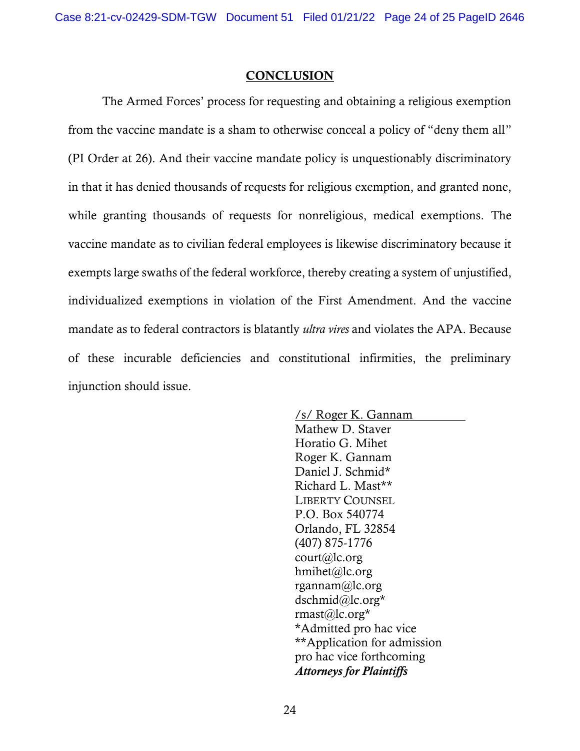## CONCLUSION

The Armed Forces' process for requesting and obtaining a religious exemption from the vaccine mandate is a sham to otherwise conceal a policy of "deny them all" (PI Order at 26). And their vaccine mandate policy is unquestionably discriminatory in that it has denied thousands of requests for religious exemption, and granted none, while granting thousands of requests for nonreligious, medical exemptions. The vaccine mandate as to civilian federal employees is likewise discriminatory because it exempts large swaths of the federal workforce, thereby creating a system of unjustified, individualized exemptions in violation of the First Amendment. And the vaccine mandate as to federal contractors is blatantly *ultra vires* and violates the APA. Because of these incurable deficiencies and constitutional infirmities, the preliminary injunction should issue.

/s/ Roger K. Gannam
Mathew D. Staver
Horatio G. Mihet
Roger K. Gannam
Daniel J. Schmid*
Richard L. Mast**
LIBERTY COUNSEL
P.O. Box 540774
Orlando, FL 32854
(407) 875-1776
court@lc.org
hmihet@lc.org
rgannam@lc.org
dschmid@lc.org*
rmast@lc.org*
*Admitted pro hac vice
**Application for admission pro hac vice forthcoming
***Attorneys for Plaintiffs***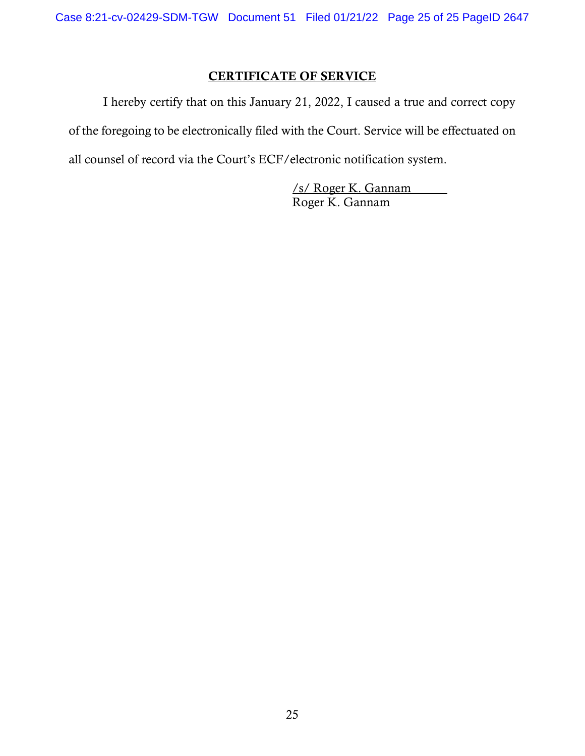## CERTIFICATE OF SERVICE

I hereby certify that on this January 21, 2022, I caused a true and correct copy of the foregoing to be electronically filed with the Court. Service will be effectuated on all counsel of record via the Court's ECF/electronic notification system.

/s/ Roger K. Gannam
Roger K. Gannam